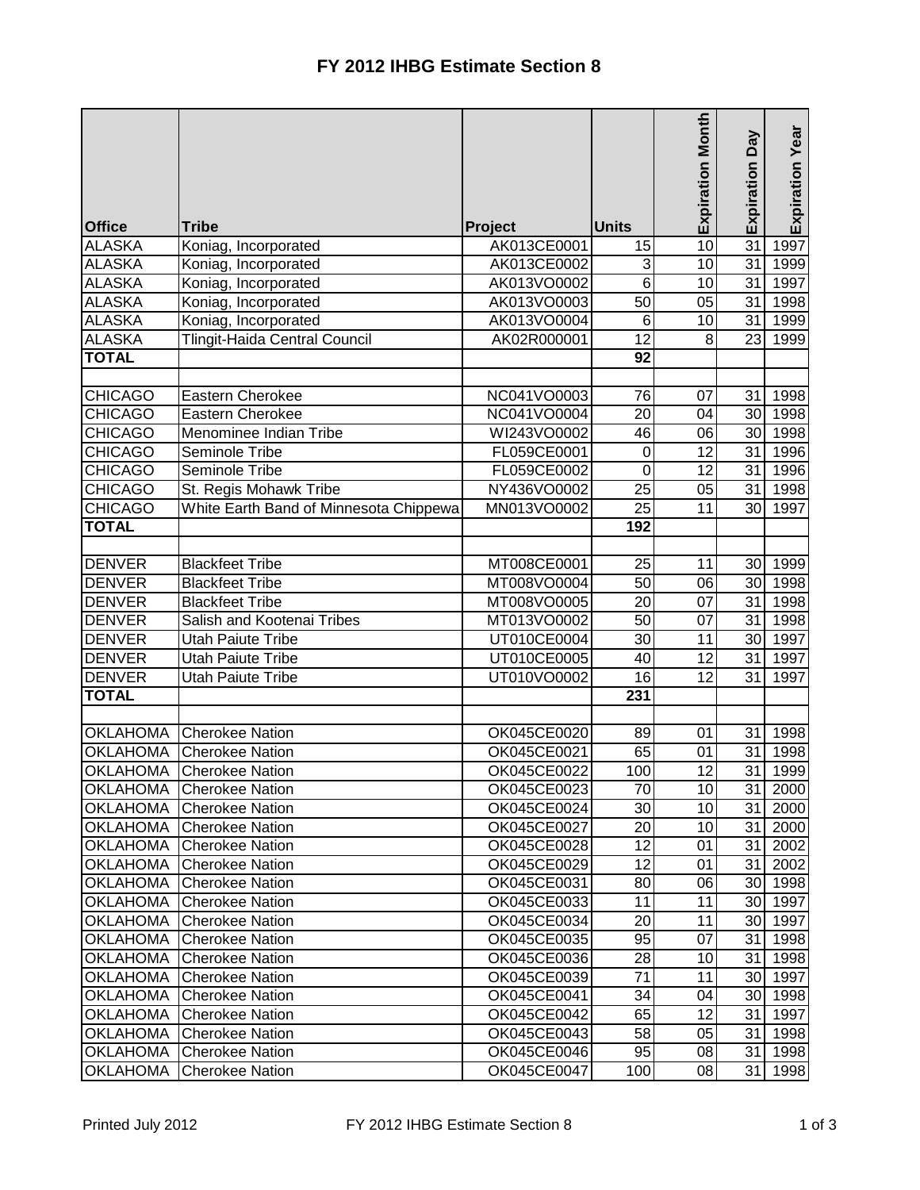# FY 2012 IHBG Estimate Section 8

| Office | Tribe | Project | Units | Expiration Month | Expiration Day | Expiration Year |
|---|---|---|---|---|---|---|
| ALASKA | Koniag, Incorporated | AK013CE0001 | 15 | 10 | 31 | 1997 |
| ALASKA | Koniag, Incorporated | AK013CE0002 | 3 | 10 | 31 | 1999 |
| ALASKA | Koniag, Incorporated | AK013VO0002 | 6 | 10 | 31 | 1997 |
| ALASKA | Koniag, Incorporated | AK013VO0003 | 50 | 05 | 31 | 1998 |
| ALASKA | Koniag, Incorporated | AK013VO0004 | 6 | 10 | 31 | 1999 |
| ALASKA | Tlingit-Haida Central Council | AK02R000001 | 12 | 8 | 23 | 1999 |
| **TOTAL** | | | **92** | | | |
| | | | | | | |
| CHICAGO | Eastern Cherokee | NC041VO0003 | 76 | 07 | 31 | 1998 |
| CHICAGO | Eastern Cherokee | NC041VO0004 | 20 | 04 | 30 | 1998 |
| CHICAGO | Menominee Indian Tribe | WI243VO0002 | 46 | 06 | 30 | 1998 |
| CHICAGO | Seminole Tribe | FL059CE0001 | 0 | 12 | 31 | 1996 |
| CHICAGO | Seminole Tribe | FL059CE0002 | 0 | 12 | 31 | 1996 |
| CHICAGO | St. Regis Mohawk Tribe | NY436VO0002 | 25 | 05 | 31 | 1998 |
| CHICAGO | White Earth Band of Minnesota Chippewa | MN013VO0002 | 25 | 11 | 30 | 1997 |
| **TOTAL** | | | **192** | | | |
| | | | | | | |
| DENVER | Blackfeet Tribe | MT008CE0001 | 25 | 11 | 30 | 1999 |
| DENVER | Blackfeet Tribe | MT008VO0004 | 50 | 06 | 30 | 1998 |
| DENVER | Blackfeet Tribe | MT008VO0005 | 20 | 07 | 31 | 1998 |
| DENVER | Salish and Kootenai Tribes | MT013VO0002 | 50 | 07 | 31 | 1998 |
| DENVER | Utah Paiute Tribe | UT010CE0004 | 30 | 11 | 30 | 1997 |
| DENVER | Utah Paiute Tribe | UT010CE0005 | 40 | 12 | 31 | 1997 |
| DENVER | Utah Paiute Tribe | UT010VO0002 | 16 | 12 | 31 | 1997 |
| **TOTAL** | | | **231** | | | |
| | | | | | | |
| OKLAHOMA | Cherokee Nation | OK045CE0020 | 89 | 01 | 31 | 1998 |
| OKLAHOMA | Cherokee Nation | OK045CE0021 | 65 | 01 | 31 | 1998 |
| OKLAHOMA | Cherokee Nation | OK045CE0022 | 100 | 12 | 31 | 1999 |
| OKLAHOMA | Cherokee Nation | OK045CE0023 | 70 | 10 | 31 | 2000 |
| OKLAHOMA | Cherokee Nation | OK045CE0024 | 30 | 10 | 31 | 2000 |
| OKLAHOMA | Cherokee Nation | OK045CE0027 | 20 | 10 | 31 | 2000 |
| OKLAHOMA | Cherokee Nation | OK045CE0028 | 12 | 01 | 31 | 2002 |
| OKLAHOMA | Cherokee Nation | OK045CE0029 | 12 | 01 | 31 | 2002 |
| OKLAHOMA | Cherokee Nation | OK045CE0031 | 80 | 06 | 30 | 1998 |
| OKLAHOMA | Cherokee Nation | OK045CE0033 | 11 | 11 | 30 | 1997 |
| OKLAHOMA | Cherokee Nation | OK045CE0034 | 20 | 11 | 30 | 1997 |
| OKLAHOMA | Cherokee Nation | OK045CE0035 | 95 | 07 | 31 | 1998 |
| OKLAHOMA | Cherokee Nation | OK045CE0036 | 28 | 10 | 31 | 1998 |
| OKLAHOMA | Cherokee Nation | OK045CE0039 | 71 | 11 | 30 | 1997 |
| OKLAHOMA | Cherokee Nation | OK045CE0041 | 34 | 04 | 30 | 1998 |
| OKLAHOMA | Cherokee Nation | OK045CE0042 | 65 | 12 | 31 | 1997 |
| OKLAHOMA | Cherokee Nation | OK045CE0043 | 58 | 05 | 31 | 1998 |
| OKLAHOMA | Cherokee Nation | OK045CE0046 | 95 | 08 | 31 | 1998 |
| OKLAHOMA | Cherokee Nation | OK045CE0047 | 100 | 08 | 31 | 1998 |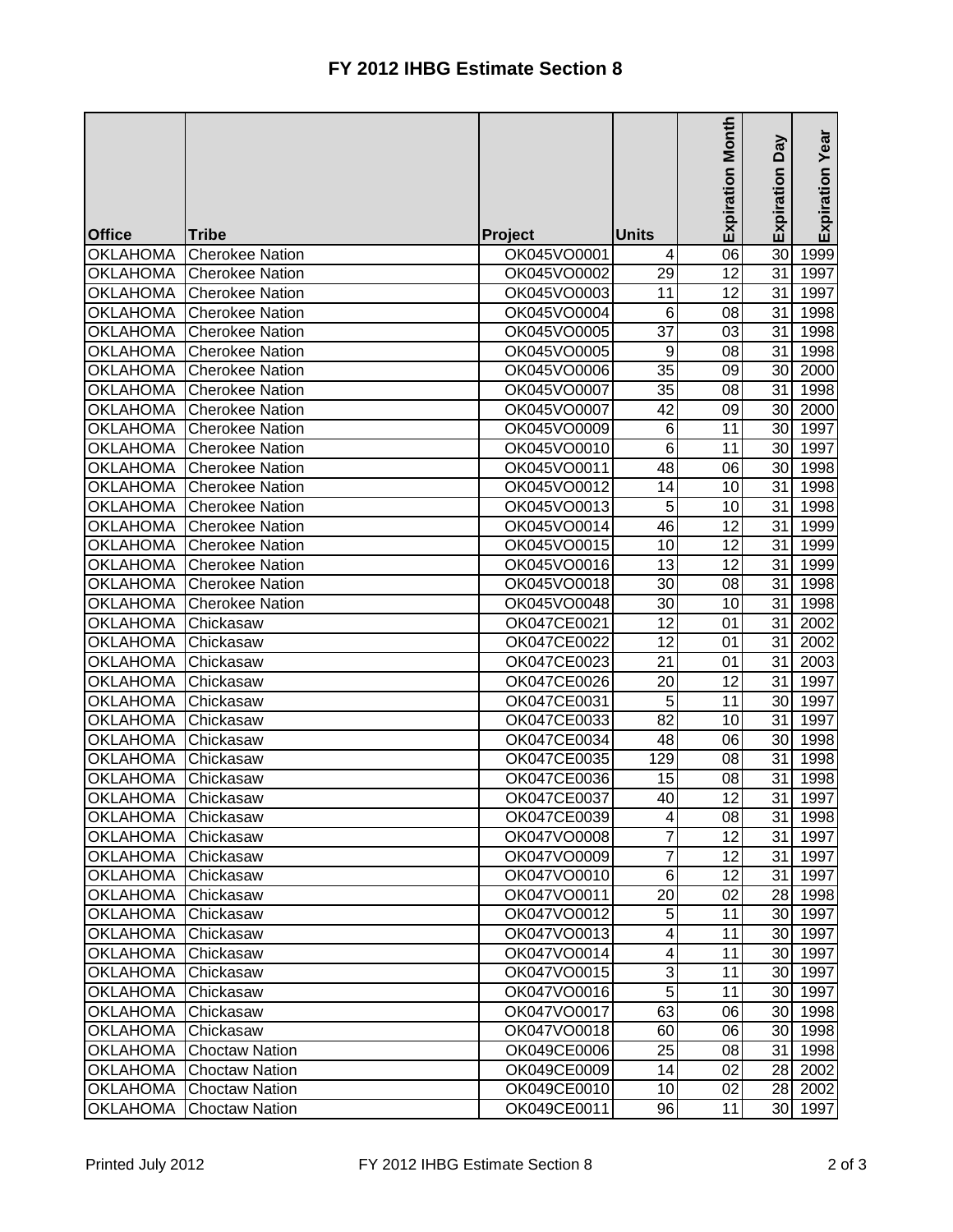# FY 2012 IHBG Estimate Section 8

| Office | Tribe | Project | Units | Expiration Month | Expiration Day | Expiration Year |
|---|---|---|---|---|---|---|
| OKLAHOMA | Cherokee Nation | OK045VO0001 | 4 | 06 | 30 | 1999 |
| OKLAHOMA | Cherokee Nation | OK045VO0002 | 29 | 12 | 31 | 1997 |
| OKLAHOMA | Cherokee Nation | OK045VO0003 | 11 | 12 | 31 | 1997 |
| OKLAHOMA | Cherokee Nation | OK045VO0004 | 6 | 08 | 31 | 1998 |
| OKLAHOMA | Cherokee Nation | OK045VO0005 | 37 | 03 | 31 | 1998 |
| OKLAHOMA | Cherokee Nation | OK045VO0005 | 9 | 08 | 31 | 1998 |
| OKLAHOMA | Cherokee Nation | OK045VO0006 | 35 | 09 | 30 | 2000 |
| OKLAHOMA | Cherokee Nation | OK045VO0007 | 35 | 08 | 31 | 1998 |
| OKLAHOMA | Cherokee Nation | OK045VO0007 | 42 | 09 | 30 | 2000 |
| OKLAHOMA | Cherokee Nation | OK045VO0009 | 6 | 11 | 30 | 1997 |
| OKLAHOMA | Cherokee Nation | OK045VO0010 | 6 | 11 | 30 | 1997 |
| OKLAHOMA | Cherokee Nation | OK045VO0011 | 48 | 06 | 30 | 1998 |
| OKLAHOMA | Cherokee Nation | OK045VO0012 | 14 | 10 | 31 | 1998 |
| OKLAHOMA | Cherokee Nation | OK045VO0013 | 5 | 10 | 31 | 1998 |
| OKLAHOMA | Cherokee Nation | OK045VO0014 | 46 | 12 | 31 | 1999 |
| OKLAHOMA | Cherokee Nation | OK045VO0015 | 10 | 12 | 31 | 1999 |
| OKLAHOMA | Cherokee Nation | OK045VO0016 | 13 | 12 | 31 | 1999 |
| OKLAHOMA | Cherokee Nation | OK045VO0018 | 30 | 08 | 31 | 1998 |
| OKLAHOMA | Cherokee Nation | OK045VO0048 | 30 | 10 | 31 | 1998 |
| OKLAHOMA | Chickasaw | OK047CE0021 | 12 | 01 | 31 | 2002 |
| OKLAHOMA | Chickasaw | OK047CE0022 | 12 | 01 | 31 | 2002 |
| OKLAHOMA | Chickasaw | OK047CE0023 | 21 | 01 | 31 | 2003 |
| OKLAHOMA | Chickasaw | OK047CE0026 | 20 | 12 | 31 | 1997 |
| OKLAHOMA | Chickasaw | OK047CE0031 | 5 | 11 | 30 | 1997 |
| OKLAHOMA | Chickasaw | OK047CE0033 | 82 | 10 | 31 | 1997 |
| OKLAHOMA | Chickasaw | OK047CE0034 | 48 | 06 | 30 | 1998 |
| OKLAHOMA | Chickasaw | OK047CE0035 | 129 | 08 | 31 | 1998 |
| OKLAHOMA | Chickasaw | OK047CE0036 | 15 | 08 | 31 | 1998 |
| OKLAHOMA | Chickasaw | OK047CE0037 | 40 | 12 | 31 | 1997 |
| OKLAHOMA | Chickasaw | OK047CE0039 | 4 | 08 | 31 | 1998 |
| OKLAHOMA | Chickasaw | OK047VO0008 | 7 | 12 | 31 | 1997 |
| OKLAHOMA | Chickasaw | OK047VO0009 | 7 | 12 | 31 | 1997 |
| OKLAHOMA | Chickasaw | OK047VO0010 | 6 | 12 | 31 | 1997 |
| OKLAHOMA | Chickasaw | OK047VO0011 | 20 | 02 | 28 | 1998 |
| OKLAHOMA | Chickasaw | OK047VO0012 | 5 | 11 | 30 | 1997 |
| OKLAHOMA | Chickasaw | OK047VO0013 | 4 | 11 | 30 | 1997 |
| OKLAHOMA | Chickasaw | OK047VO0014 | 4 | 11 | 30 | 1997 |
| OKLAHOMA | Chickasaw | OK047VO0015 | 3 | 11 | 30 | 1997 |
| OKLAHOMA | Chickasaw | OK047VO0016 | 5 | 11 | 30 | 1997 |
| OKLAHOMA | Chickasaw | OK047VO0017 | 63 | 06 | 30 | 1998 |
| OKLAHOMA | Chickasaw | OK047VO0018 | 60 | 06 | 30 | 1998 |
| OKLAHOMA | Choctaw Nation | OK049CE0006 | 25 | 08 | 31 | 1998 |
| OKLAHOMA | Choctaw Nation | OK049CE0009 | 14 | 02 | 28 | 2002 |
| OKLAHOMA | Choctaw Nation | OK049CE0010 | 10 | 02 | 28 | 2002 |
| OKLAHOMA | Choctaw Nation | OK049CE0011 | 96 | 11 | 30 | 1997 |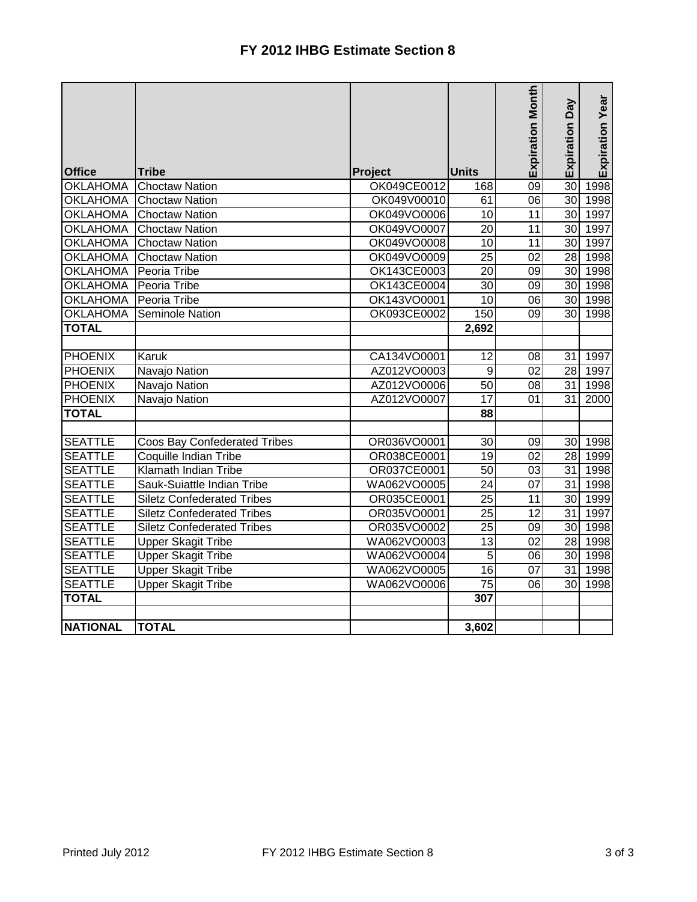# FY 2012 IHBG Estimate Section 8

| Office | Tribe | Project | Units | Expiration Month | Expiration Day | Expiration Year |
|---|---|---|---|---|---|---|
| OKLAHOMA | Choctaw Nation | OK049CE0012 | 168 | 09 | 30 | 1998 |
| OKLAHOMA | Choctaw Nation | OK049V00010 | 61 | 06 | 30 | 1998 |
| OKLAHOMA | Choctaw Nation | OK049VO0006 | 10 | 11 | 30 | 1997 |
| OKLAHOMA | Choctaw Nation | OK049VO0007 | 20 | 11 | 30 | 1997 |
| OKLAHOMA | Choctaw Nation | OK049VO0008 | 10 | 11 | 30 | 1997 |
| OKLAHOMA | Choctaw Nation | OK049VO0009 | 25 | 02 | 28 | 1998 |
| OKLAHOMA | Peoria Tribe | OK143CE0003 | 20 | 09 | 30 | 1998 |
| OKLAHOMA | Peoria Tribe | OK143CE0004 | 30 | 09 | 30 | 1998 |
| OKLAHOMA | Peoria Tribe | OK143VO0001 | 10 | 06 | 30 | 1998 |
| OKLAHOMA | Seminole Nation | OK093CE0002 | 150 | 09 | 30 | 1998 |
| **TOTAL** | | | **2,692** | | | |
| | | | | | | |
| PHOENIX | Karuk | CA134VO0001 | 12 | 08 | 31 | 1997 |
| PHOENIX | Navajo Nation | AZ012VO0003 | 9 | 02 | 28 | 1997 |
| PHOENIX | Navajo Nation | AZ012VO0006 | 50 | 08 | 31 | 1998 |
| PHOENIX | Navajo Nation | AZ012VO0007 | 17 | 01 | 31 | 2000 |
| **TOTAL** | | | **88** | | | |
| | | | | | | |
| SEATTLE | Coos Bay Confederated Tribes | OR036VO0001 | 30 | 09 | 30 | 1998 |
| SEATTLE | Coquille Indian Tribe | OR038CE0001 | 19 | 02 | 28 | 1999 |
| SEATTLE | Klamath Indian Tribe | OR037CE0001 | 50 | 03 | 31 | 1998 |
| SEATTLE | Sauk-Suiattle Indian Tribe | WA062VO0005 | 24 | 07 | 31 | 1998 |
| SEATTLE | Siletz Confederated Tribes | OR035CE0001 | 25 | 11 | 30 | 1999 |
| SEATTLE | Siletz Confederated Tribes | OR035VO0001 | 25 | 12 | 31 | 1997 |
| SEATTLE | Siletz Confederated Tribes | OR035VO0002 | 25 | 09 | 30 | 1998 |
| SEATTLE | Upper Skagit Tribe | WA062VO0003 | 13 | 02 | 28 | 1998 |
| SEATTLE | Upper Skagit Tribe | WA062VO0004 | 5 | 06 | 30 | 1998 |
| SEATTLE | Upper Skagit Tribe | WA062VO0005 | 16 | 07 | 31 | 1998 |
| SEATTLE | Upper Skagit Tribe | WA062VO0006 | 75 | 06 | 30 | 1998 |
| **TOTAL** | | | **307** | | | |
| | | | | | | |
| **NATIONAL** | **TOTAL** | | **3,602** | | | |